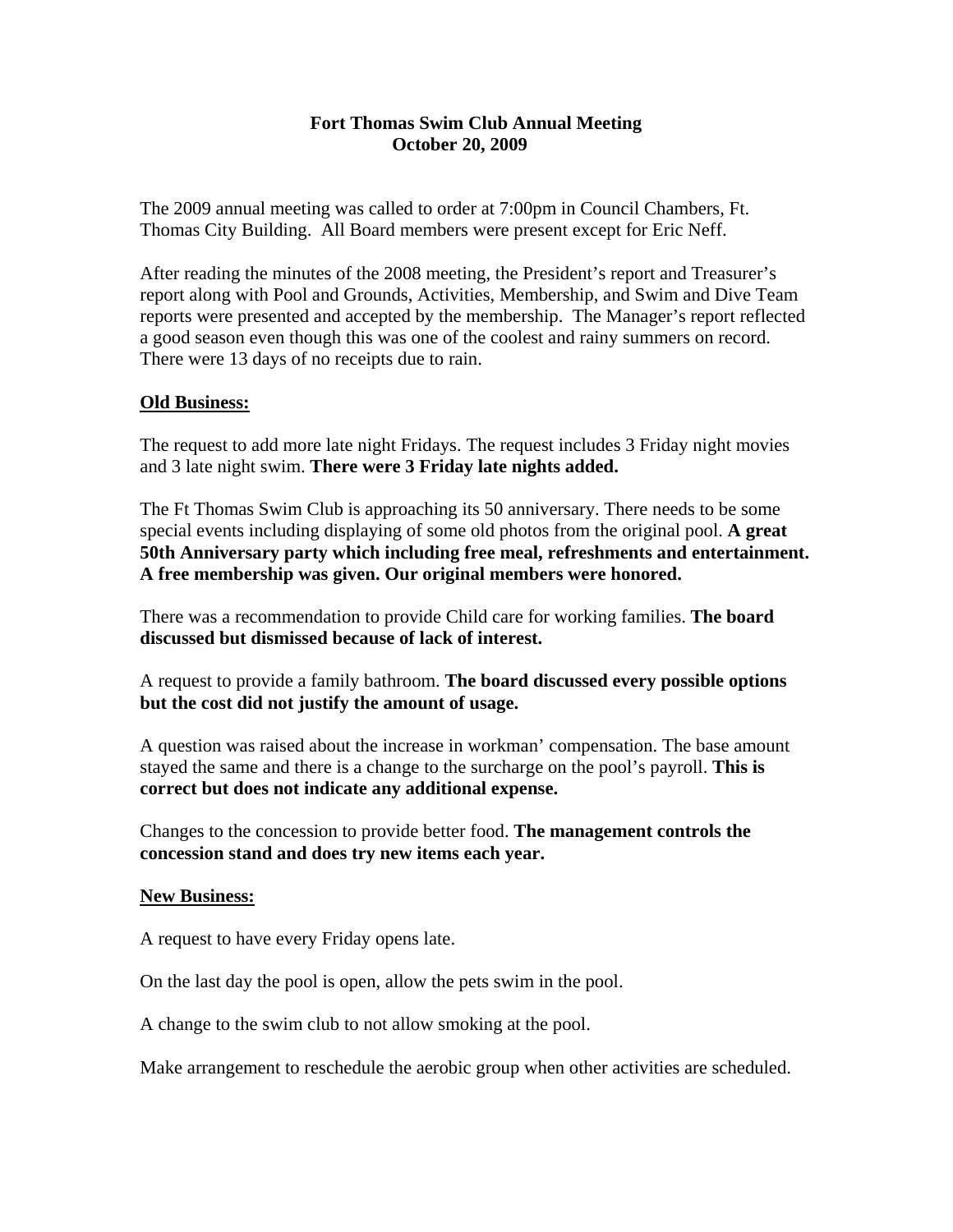**Fort Thomas Swim Club Annual Meeting**
**October 20, 2009**

The 2009 annual meeting was called to order at 7:00pm in Council Chambers, Ft. Thomas City Building. All Board members were present except for Eric Neff.

After reading the minutes of the 2008 meeting, the President's report and Treasurer's report along with Pool and Grounds, Activities, Membership, and Swim and Dive Team reports were presented and accepted by the membership. The Manager's report reflected a good season even though this was one of the coolest and rainy summers on record. There were 13 days of no receipts due to rain.

## Old Business:

The request to add more late night Fridays. The request includes 3 Friday night movies and 3 late night swim. **There were 3 Friday late nights added.**

The Ft Thomas Swim Club is approaching its 50 anniversary. There needs to be some special events including displaying of some old photos from the original pool. **A great 50th Anniversary party which including free meal, refreshments and entertainment. A free membership was given. Our original members were honored.**

There was a recommendation to provide Child care for working families. **The board discussed but dismissed because of lack of interest.**

A request to provide a family bathroom. **The board discussed every possible options but the cost did not justify the amount of usage.**

A question was raised about the increase in workman' compensation. The base amount stayed the same and there is a change to the surcharge on the pool's payroll. **This is correct but does not indicate any additional expense.**

Changes to the concession to provide better food. **The management controls the concession stand and does try new items each year.**

## New Business:

A request to have every Friday opens late.

On the last day the pool is open, allow the pets swim in the pool.

A change to the swim club to not allow smoking at the pool.

Make arrangement to reschedule the aerobic group when other activities are scheduled.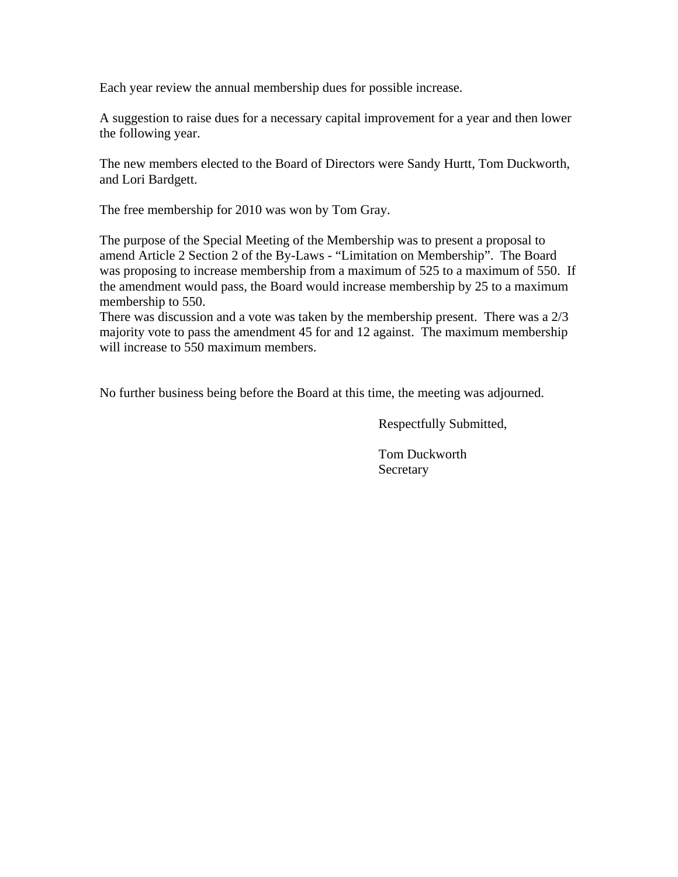Each year review the annual membership dues for possible increase.

A suggestion to raise dues for a necessary capital improvement for a year and then lower the following year.

The new members elected to the Board of Directors were Sandy Hurtt, Tom Duckworth, and Lori Bardgett.

The free membership for 2010 was won by Tom Gray.

The purpose of the Special Meeting of the Membership was to present a proposal to amend Article 2 Section 2 of the By-Laws - "Limitation on Membership". The Board was proposing to increase membership from a maximum of 525 to a maximum of 550. If the amendment would pass, the Board would increase membership by 25 to a maximum membership to 550.
There was discussion and a vote was taken by the membership present. There was a 2/3 majority vote to pass the amendment 45 for and 12 against. The maximum membership will increase to 550 maximum members.

No further business being before the Board at this time, the meeting was adjourned.

Respectfully Submitted,

Tom Duckworth
Secretary